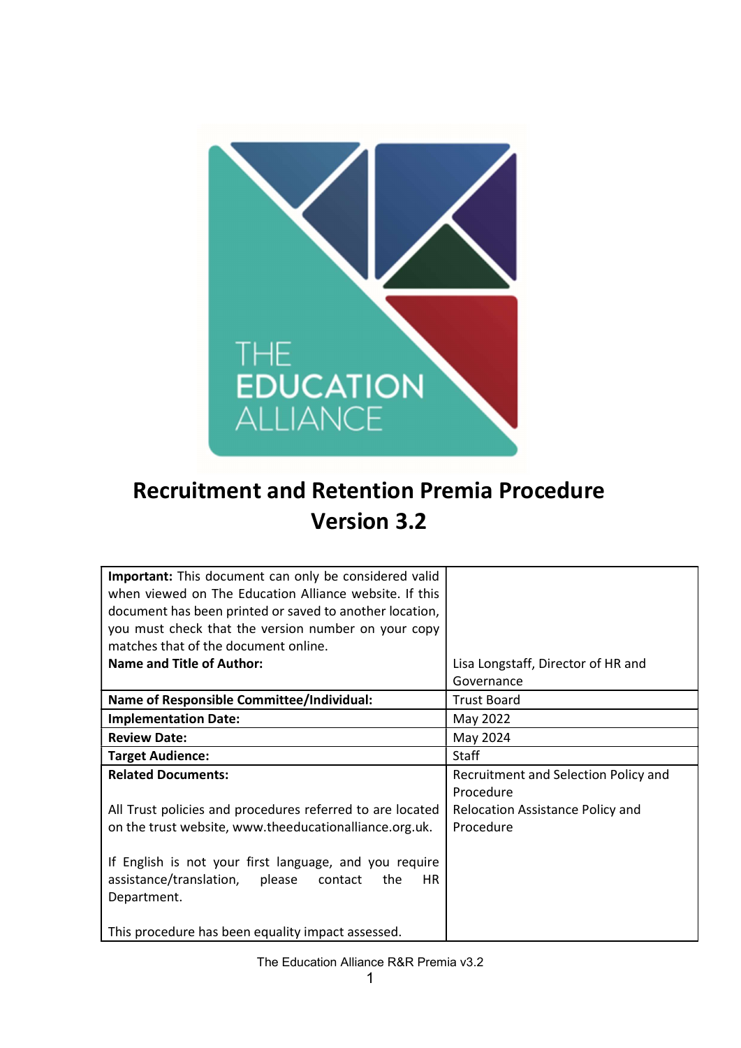# Recruitment and Retention Premia Procedure Version 3.2

| | |
|---|---|
| **Important:** This document can only be considered valid when viewed on The Education Alliance website. If this document has been printed or saved to another location, you must check that the version number on your copy matches that of the document online.<br>**Name and Title of Author:** | Lisa Longstaff, Director of HR and Governance |
| **Name of Responsible Committee/Individual:** | Trust Board |
| **Implementation Date:** | May 2022 |
| **Review Date:** | May 2024 |
| **Target Audience:** | Staff |
| **Related Documents:**<br><br>All Trust policies and procedures referred to are located on the trust website, www.theeducationalliance.org.uk.<br><br>If English is not your first language, and you require assistance/translation, please contact the HR Department.<br><br>This procedure has been equality impact assessed. | Recruitment and Selection Policy and Procedure<br>Relocation Assistance Policy and Procedure |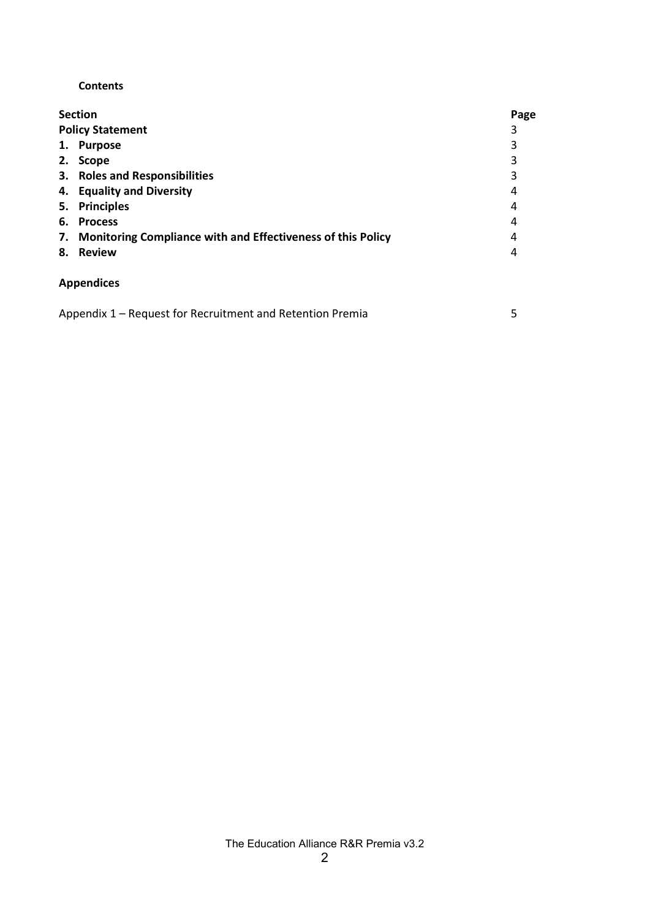**Contents**

| Section | Page |
|---|---|
| **Policy Statement** | 3 |
| **1. Purpose** | 3 |
| **2. Scope** | 3 |
| **3. Roles and Responsibilities** | 3 |
| **4. Equality and Diversity** | 4 |
| **5. Principles** | 4 |
| **6. Process** | 4 |
| **7. Monitoring Compliance with and Effectiveness of this Policy** | 4 |
| **8. Review** | 4 |

**Appendices**

| | |
|---|---|
| Appendix 1 – Request for Recruitment and Retention Premia | 5 |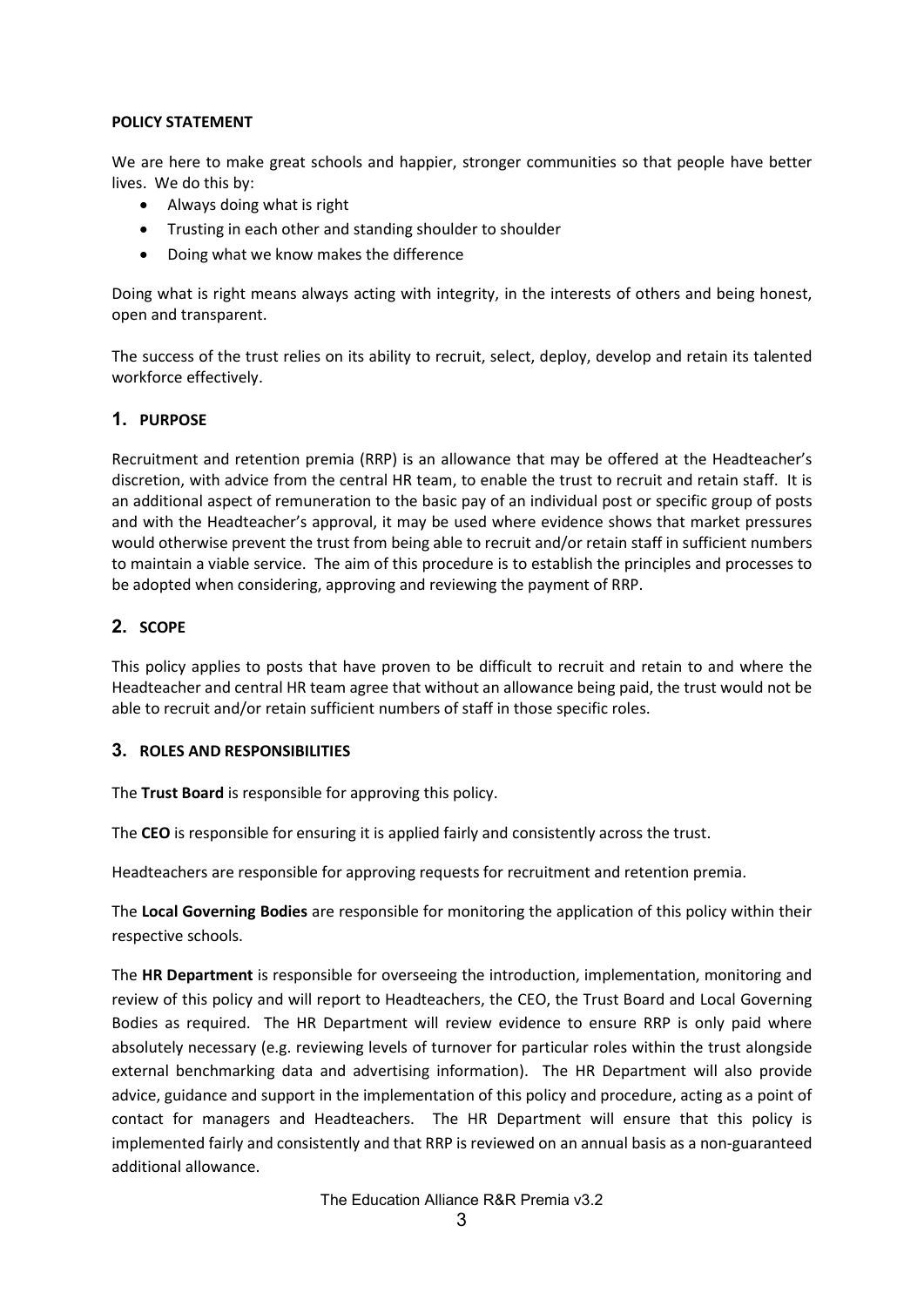**POLICY STATEMENT**

We are here to make great schools and happier, stronger communities so that people have better lives. We do this by:

- Always doing what is right
- Trusting in each other and standing shoulder to shoulder
- Doing what we know makes the difference

Doing what is right means always acting with integrity, in the interests of others and being honest, open and transparent.

The success of the trust relies on its ability to recruit, select, deploy, develop and retain its talented workforce effectively.

## 1. PURPOSE

Recruitment and retention premia (RRP) is an allowance that may be offered at the Headteacher's discretion, with advice from the central HR team, to enable the trust to recruit and retain staff. It is an additional aspect of remuneration to the basic pay of an individual post or specific group of posts and with the Headteacher's approval, it may be used where evidence shows that market pressures would otherwise prevent the trust from being able to recruit and/or retain staff in sufficient numbers to maintain a viable service. The aim of this procedure is to establish the principles and processes to be adopted when considering, approving and reviewing the payment of RRP.

## 2. SCOPE

This policy applies to posts that have proven to be difficult to recruit and retain to and where the Headteacher and central HR team agree that without an allowance being paid, the trust would not be able to recruit and/or retain sufficient numbers of staff in those specific roles.

## 3. ROLES AND RESPONSIBILITIES

The **Trust Board** is responsible for approving this policy.

The **CEO** is responsible for ensuring it is applied fairly and consistently across the trust.

Headteachers are responsible for approving requests for recruitment and retention premia.

The **Local Governing Bodies** are responsible for monitoring the application of this policy within their respective schools.

The **HR Department** is responsible for overseeing the introduction, implementation, monitoring and review of this policy and will report to Headteachers, the CEO, the Trust Board and Local Governing Bodies as required. The HR Department will review evidence to ensure RRP is only paid where absolutely necessary (e.g. reviewing levels of turnover for particular roles within the trust alongside external benchmarking data and advertising information). The HR Department will also provide advice, guidance and support in the implementation of this policy and procedure, acting as a point of contact for managers and Headteachers. The HR Department will ensure that this policy is implemented fairly and consistently and that RRP is reviewed on an annual basis as a non-guaranteed additional allowance.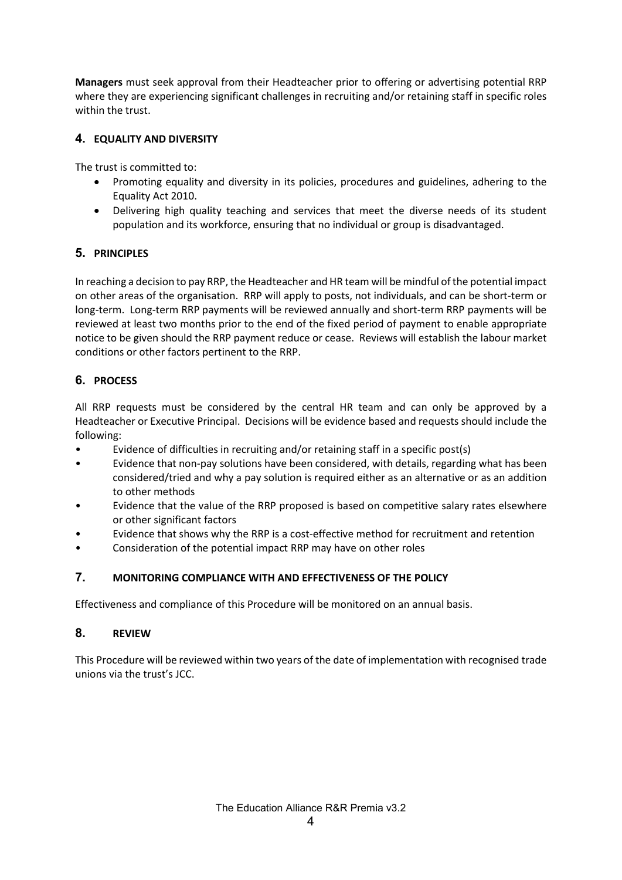**Managers** must seek approval from their Headteacher prior to offering or advertising potential RRP where they are experiencing significant challenges in recruiting and/or retaining staff in specific roles within the trust.

## 4. EQUALITY AND DIVERSITY

The trust is committed to:

- Promoting equality and diversity in its policies, procedures and guidelines, adhering to the Equality Act 2010.
- Delivering high quality teaching and services that meet the diverse needs of its student population and its workforce, ensuring that no individual or group is disadvantaged.

## 5. PRINCIPLES

In reaching a decision to pay RRP, the Headteacher and HR team will be mindful of the potential impact on other areas of the organisation. RRP will apply to posts, not individuals, and can be short-term or long-term. Long-term RRP payments will be reviewed annually and short-term RRP payments will be reviewed at least two months prior to the end of the fixed period of payment to enable appropriate notice to be given should the RRP payment reduce or cease. Reviews will establish the labour market conditions or other factors pertinent to the RRP.

## 6. PROCESS

All RRP requests must be considered by the central HR team and can only be approved by a Headteacher or Executive Principal. Decisions will be evidence based and requests should include the following:

- Evidence of difficulties in recruiting and/or retaining staff in a specific post(s)
- Evidence that non-pay solutions have been considered, with details, regarding what has been considered/tried and why a pay solution is required either as an alternative or as an addition to other methods
- Evidence that the value of the RRP proposed is based on competitive salary rates elsewhere or other significant factors
- Evidence that shows why the RRP is a cost-effective method for recruitment and retention
- Consideration of the potential impact RRP may have on other roles

## 7. MONITORING COMPLIANCE WITH AND EFFECTIVENESS OF THE POLICY

Effectiveness and compliance of this Procedure will be monitored on an annual basis.

## 8. REVIEW

This Procedure will be reviewed within two years of the date of implementation with recognised trade unions via the trust's JCC.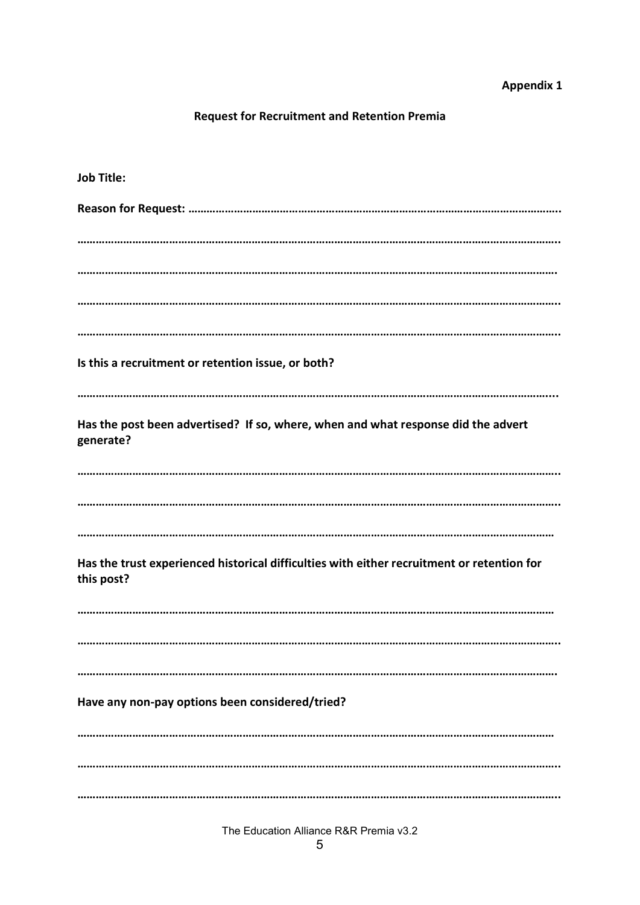**Appendix 1**

## Request for Recruitment and Retention Premia

**Job Title:**

**Reason for Request: ……………………………………………………………………………………………………………..**

……………………………………………………………………………………………………………………………………..

……………………………………………………………………………………………………………………………………..

……………………………………………………………………………………………………………………………………..

……………………………………………………………………………………………………………………………………..

**Is this a recruitment or retention issue, or both?**

……………………………………………………………………………………………………………………………………..

**Has the post been advertised? If so, where, when and what response did the advert generate?**

……………………………………………………………………………………………………………………………………..

……………………………………………………………………………………………………………………………………..

……………………………………………………………………………………………………………………………………..

**Has the trust experienced historical difficulties with either recruitment or retention for this post?**

……………………………………………………………………………………………………………………………………..

……………………………………………………………………………………………………………………………………..

……………………………………………………………………………………………………………………………………..

**Have any non-pay options been considered/tried?**

……………………………………………………………………………………………………………………………………..

……………………………………………………………………………………………………………………………………..

……………………………………………………………………………………………………………………………………..

The Education Alliance R&R Premia v3.2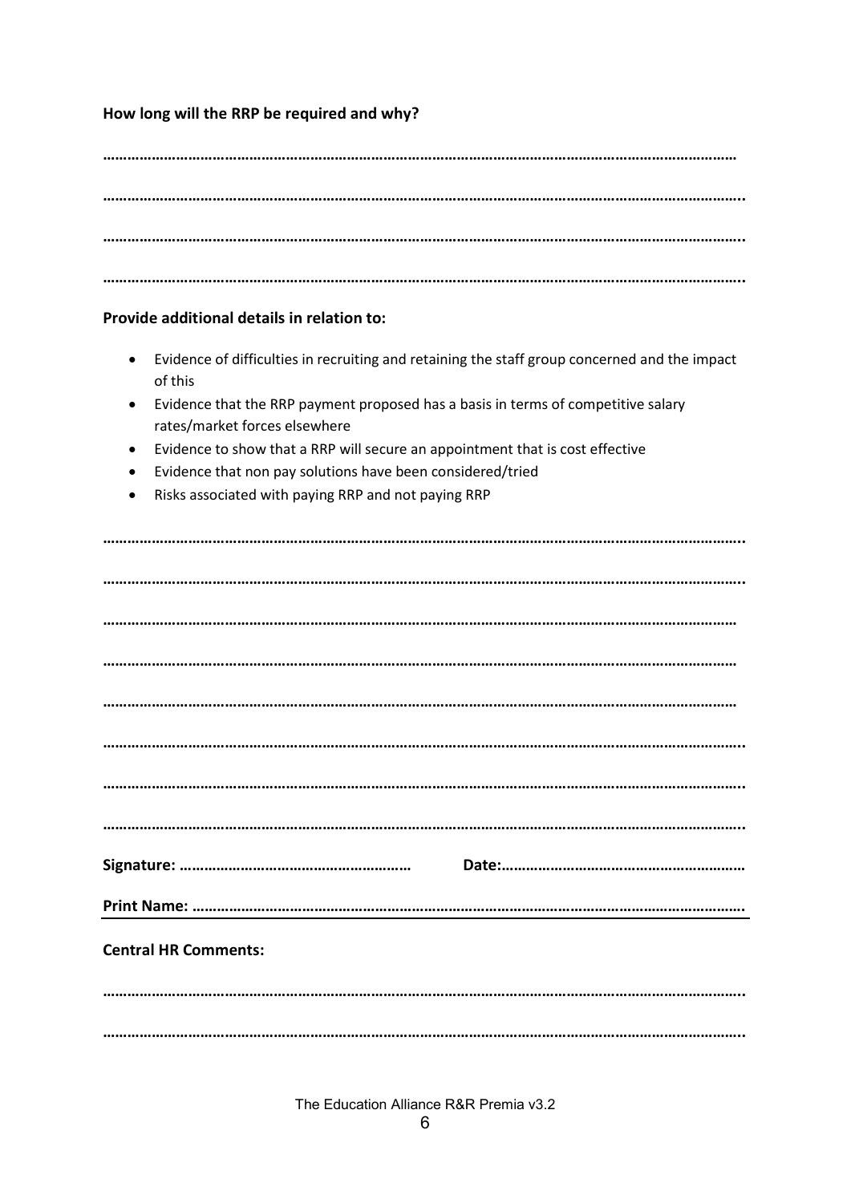**How long will the RRP be required and why?**

…………………………………………………………………………………………………………………………………………

…………………………………………………………………………………………………………………………………………..

…………………………………………………………………………………………………………………………………………..

…………………………………………………………………………………………………………………………………………..

**Provide additional details in relation to:**

- Evidence of difficulties in recruiting and retaining the staff group concerned and the impact of this
- Evidence that the RRP payment proposed has a basis in terms of competitive salary rates/market forces elsewhere
- Evidence to show that a RRP will secure an appointment that is cost effective
- Evidence that non pay solutions have been considered/tried
- Risks associated with paying RRP and not paying RRP

…………………………………………………………………………………………………………………………………………..

…………………………………………………………………………………………………………………………………………..

…………………………………………………………………………………………………………………………………………

…………………………………………………………………………………………………………………………………………

…………………………………………………………………………………………………………………………………………

…………………………………………………………………………………………………………………………………………..

…………………………………………………………………………………………………………………………………………..

…………………………………………………………………………………………………………………………………………..

**Signature: ………………………………………………… Date:……………………………………………………**

**Print Name: …………………………………………………………………………………………………………………….**

**Central HR Comments:**

…………………………………………………………………………………………………………………………………………..

…………………………………………………………………………………………………………………………………………..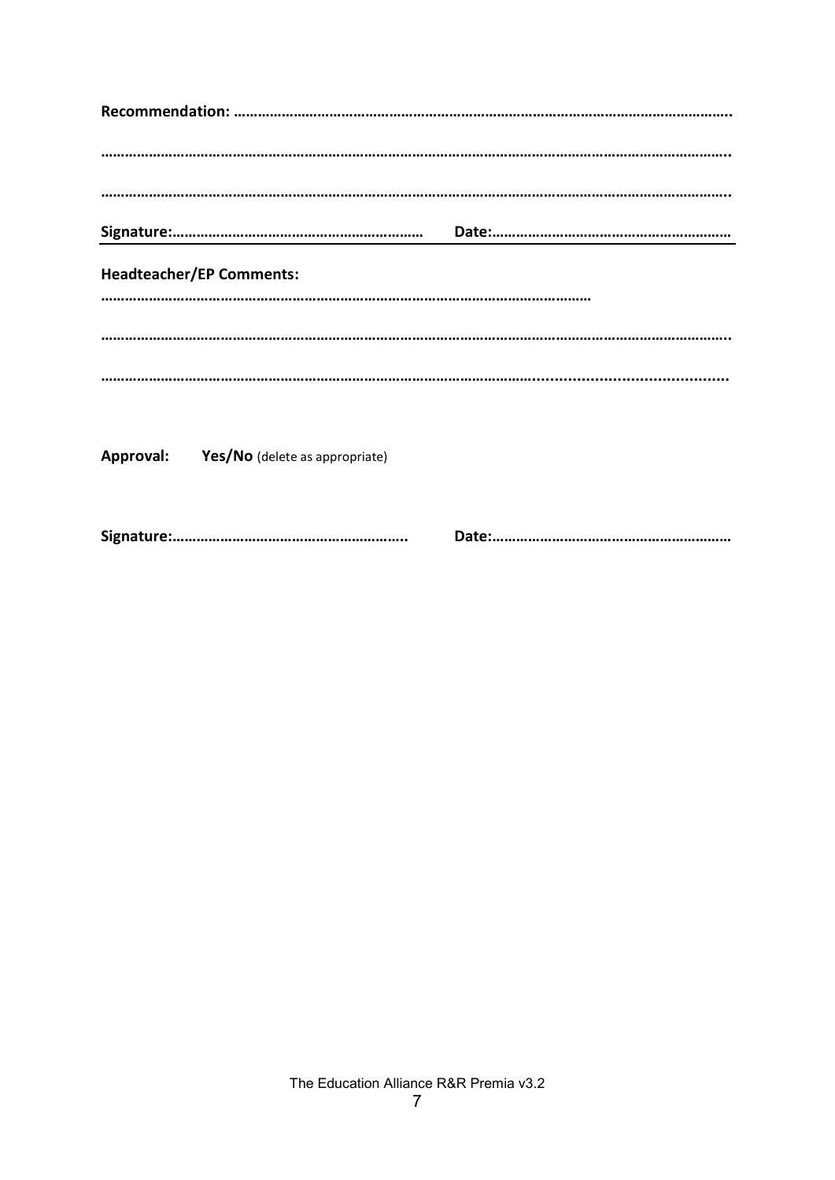**Recommendation: ………………………………………………………………………………………………………………..**

**…………………………………………………………………………………………………………………………………..**

**…………………………………………………………………………………………………………………………………..**

**Signature:……………………………………………………  Date:…………………………………………………**

**Headteacher/EP Comments:**

**……………………………………………………………………………………………………**

**…………………………………………………………………………………………………………………………………..**

**…………………………………………………………………………………………………………………………………..**

**Approval:** **Yes/No** (delete as appropriate)

**Signature:…………………………………………………..  Date:…………………………………………………**

The Education Alliance R&R Premia v3.2